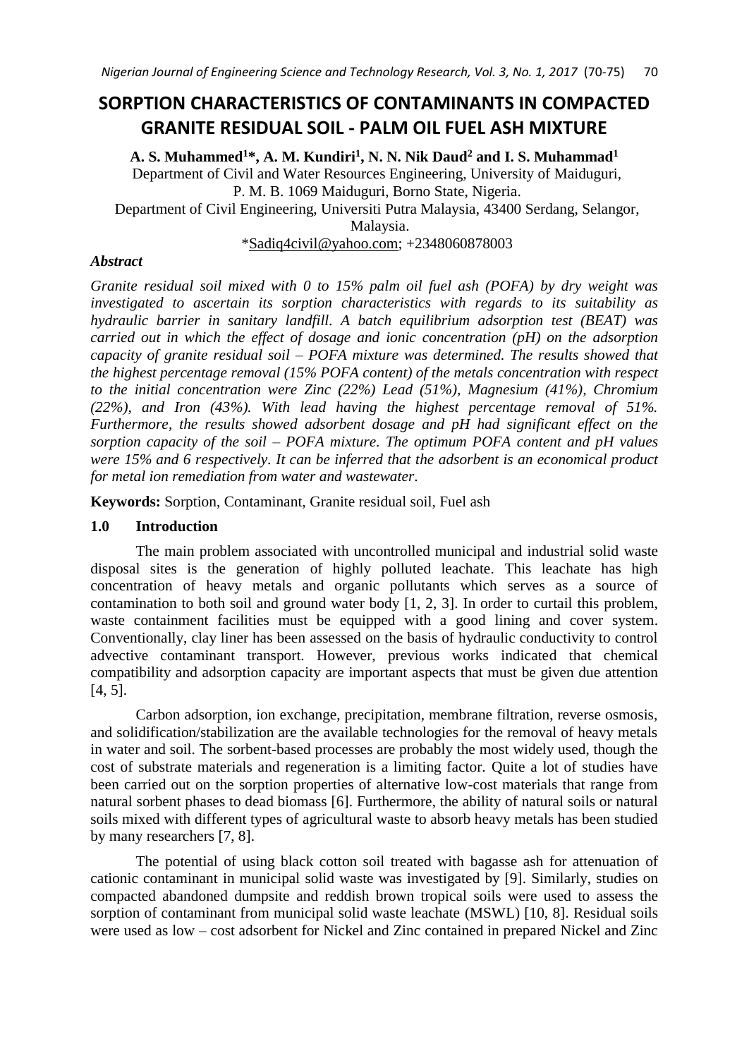# SORPTION CHARACTERISTICS OF CONTAMINANTS IN COMPACTED GRANITE RESIDUAL SOIL - PALM OIL FUEL ASH MIXTURE

**A. S. Muhammed[1]*, A. M. Kundiri[1], N. N. Nik Daud[2] and I. S. Muhammad[1]**

Department of Civil and Water Resources Engineering, University of Maiduguri, P. M. B. 1069 Maiduguri, Borno State, Nigeria.

Department of Civil Engineering, Universiti Putra Malaysia, 43400 Serdang, Selangor, Malaysia.

*Sadiq4civil@yahoo.com; +2348060878003

***Abstract***

*Granite residual soil mixed with 0 to 15% palm oil fuel ash (POFA) by dry weight was investigated to ascertain its sorption characteristics with regards to its suitability as hydraulic barrier in sanitary landfill. A batch equilibrium adsorption test (BEAT) was carried out in which the effect of dosage and ionic concentration (pH) on the adsorption capacity of granite residual soil – POFA mixture was determined. The results showed that the highest percentage removal (15% POFA content) of the metals concentration with respect to the initial concentration were Zinc (22%) Lead (51%), Magnesium (41%), Chromium (22%), and Iron (43%). With lead having the highest percentage removal of 51%. Furthermore, the results showed adsorbent dosage and pH had significant effect on the sorption capacity of the soil – POFA mixture. The optimum POFA content and pH values were 15% and 6 respectively. It can be inferred that the adsorbent is an economical product for metal ion remediation from water and wastewater.*

**Keywords:** Sorption, Contaminant, Granite residual soil, Fuel ash

## 1.0 Introduction

The main problem associated with uncontrolled municipal and industrial solid waste disposal sites is the generation of highly polluted leachate. This leachate has high concentration of heavy metals and organic pollutants which serves as a source of contamination to both soil and ground water body [1, 2, 3]. In order to curtail this problem, waste containment facilities must be equipped with a good lining and cover system. Conventionally, clay liner has been assessed on the basis of hydraulic conductivity to control advective contaminant transport. However, previous works indicated that chemical compatibility and adsorption capacity are important aspects that must be given due attention [4, 5].

Carbon adsorption, ion exchange, precipitation, membrane filtration, reverse osmosis, and solidification/stabilization are the available technologies for the removal of heavy metals in water and soil. The sorbent-based processes are probably the most widely used, though the cost of substrate materials and regeneration is a limiting factor. Quite a lot of studies have been carried out on the sorption properties of alternative low-cost materials that range from natural sorbent phases to dead biomass [6]. Furthermore, the ability of natural soils or natural soils mixed with different types of agricultural waste to absorb heavy metals has been studied by many researchers [7, 8].

The potential of using black cotton soil treated with bagasse ash for attenuation of cationic contaminant in municipal solid waste was investigated by [9]. Similarly, studies on compacted abandoned dumpsite and reddish brown tropical soils were used to assess the sorption of contaminant from municipal solid waste leachate (MSWL) [10, 8]. Residual soils were used as low – cost adsorbent for Nickel and Zinc contained in prepared Nickel and Zinc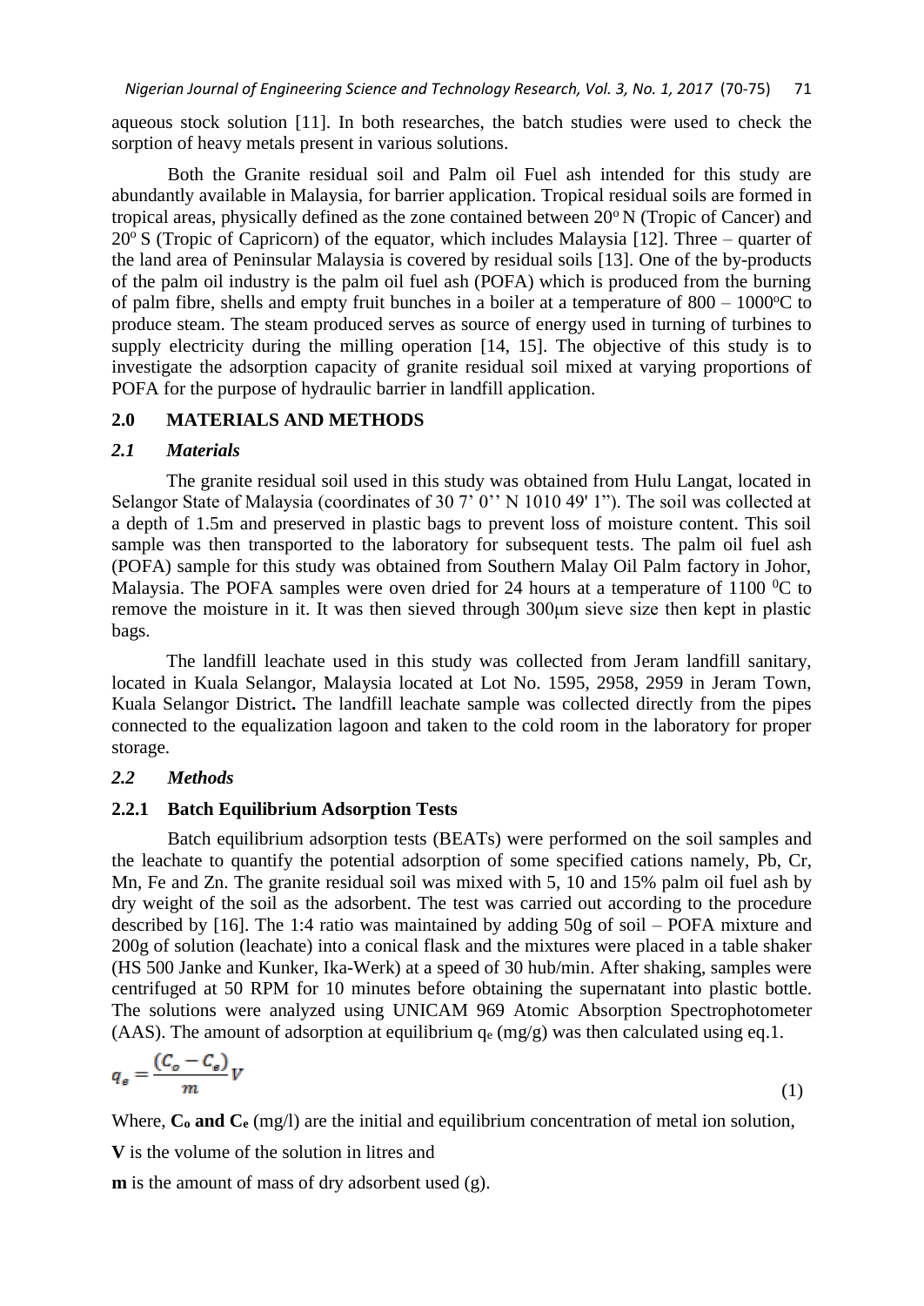aqueous stock solution [11]. In both researches, the batch studies were used to check the sorption of heavy metals present in various solutions.

Both the Granite residual soil and Palm oil Fuel ash intended for this study are abundantly available in Malaysia, for barrier application. Tropical residual soils are formed in tropical areas, physically defined as the zone contained between $20^o$ N (Tropic of Cancer) and $20^o$ S (Tropic of Capricorn) of the equator, which includes Malaysia [12]. Three – quarter of the land area of Peninsular Malaysia is covered by residual soils [13]. One of the by-products of the palm oil industry is the palm oil fuel ash (POFA) which is produced from the burning of palm fibre, shells and empty fruit bunches in a boiler at a temperature of 800 – $1000^oC$ to produce steam. The steam produced serves as source of energy used in turning of turbines to supply electricity during the milling operation [14, 15]. The objective of this study is to investigate the adsorption capacity of granite residual soil mixed at varying proportions of POFA for the purpose of hydraulic barrier in landfill application.

## 2.0 MATERIALS AND METHODS

### *2.1 Materials*

The granite residual soil used in this study was obtained from Hulu Langat, located in Selangor State of Malaysia (coordinates of 30 7' 0'' N 1010 49' 1"). The soil was collected at a depth of 1.5m and preserved in plastic bags to prevent loss of moisture content. This soil sample was then transported to the laboratory for subsequent tests. The palm oil fuel ash (POFA) sample for this study was obtained from Southern Malay Oil Palm factory in Johor, Malaysia. The POFA samples were oven dried for 24 hours at a temperature of 1100 $^0C$ to remove the moisture in it. It was then sieved through 300μm sieve size then kept in plastic bags.

The landfill leachate used in this study was collected from Jeram landfill sanitary, located in Kuala Selangor, Malaysia located at Lot No. 1595, 2958, 2959 in Jeram Town, Kuala Selangor District**.** The landfill leachate sample was collected directly from the pipes connected to the equalization lagoon and taken to the cold room in the laboratory for proper storage.

### *2.2 Methods*

#### 2.2.1 Batch Equilibrium Adsorption Tests

Batch equilibrium adsorption tests (BEATs) were performed on the soil samples and the leachate to quantify the potential adsorption of some specified cations namely, Pb, Cr, Mn, Fe and Zn. The granite residual soil was mixed with 5, 10 and 15% palm oil fuel ash by dry weight of the soil as the adsorbent. The test was carried out according to the procedure described by [16]. The 1:4 ratio was maintained by adding 50g of soil – POFA mixture and 200g of solution (leachate) into a conical flask and the mixtures were placed in a table shaker (HS 500 Janke and Kunker, Ika-Werk) at a speed of 30 hub/min. After shaking, samples were centrifuged at 50 RPM for 10 minutes before obtaining the supernatant into plastic bottle. The solutions were analyzed using UNICAM 969 Atomic Absorption Spectrophotometer (AAS). The amount of adsorption at equilibrium $q_e$ (mg/g) was then calculated using eq.1.

$$q_e = \frac{(C_o - C_e)}{m} V \tag{1}$$

Where, **$C_o$ and $C_e$** (mg/l) are the initial and equilibrium concentration of metal ion solution,

**V** is the volume of the solution in litres and

**m** is the amount of mass of dry adsorbent used (g).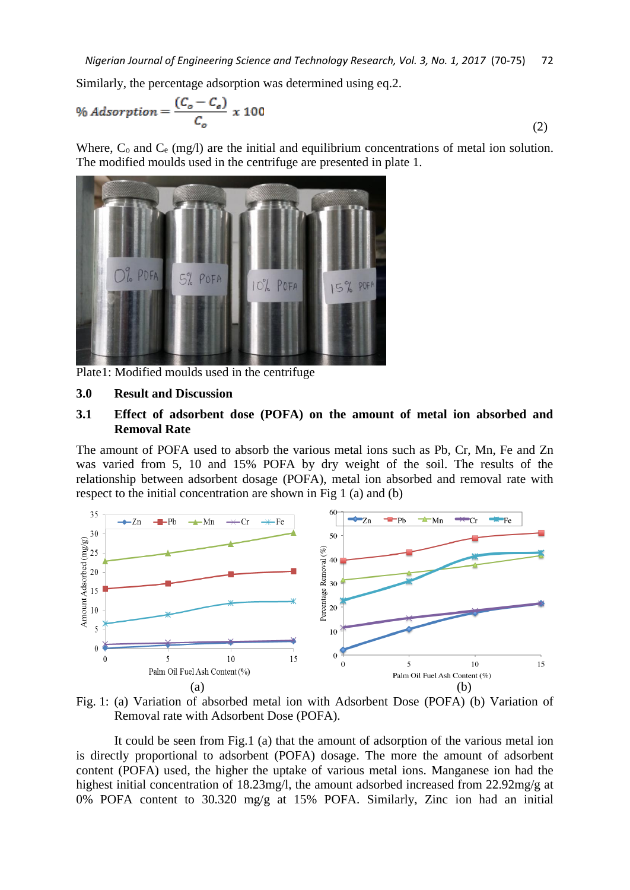Similarly, the percentage adsorption was determined using eq.2.

$$\% \, Adsorption = \frac{(C_o - C_e)}{C_o} \, x \, 100 \tag{2}$$

Where, $C_o$ and $C_e$ (mg/l) are the initial and equilibrium concentrations of metal ion solution. The modified moulds used in the centrifuge are presented in plate 1.

Plate1: Modified moulds used in the centrifuge

## 3.0 Result and Discussion

### 3.1 Effect of adsorbent dose (POFA) on the amount of metal ion absorbed and Removal Rate

The amount of POFA used to absorb the various metal ions such as Pb, Cr, Mn, Fe and Zn was varied from 5, 10 and 15% POFA by dry weight of the soil. The results of the relationship between adsorbent dosage (POFA), metal ion absorbed and removal rate with respect to the initial concentration are shown in Fig 1 (a) and (b)

(a) (b)

Fig. 1: (a) Variation of absorbed metal ion with Adsorbent Dose (POFA) (b) Variation of Removal rate with Adsorbent Dose (POFA).

It could be seen from Fig.1 (a) that the amount of adsorption of the various metal ion is directly proportional to adsorbent (POFA) dosage. The more the amount of adsorbent content (POFA) used, the higher the uptake of various metal ions. Manganese ion had the highest initial concentration of 18.23mg/l, the amount adsorbed increased from 22.92mg/g at 0% POFA content to 30.320 mg/g at 15% POFA. Similarly, Zinc ion had an initial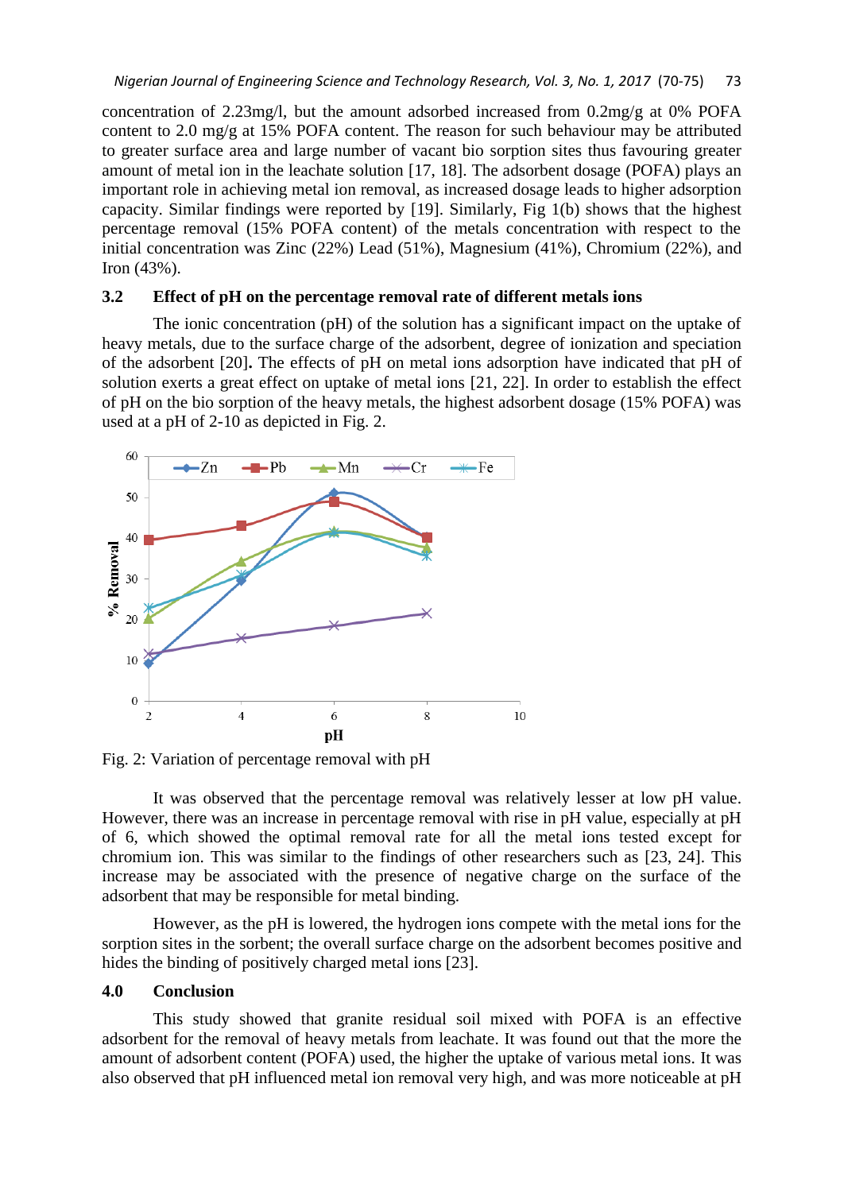concentration of 2.23mg/l, but the amount adsorbed increased from 0.2mg/g at 0% POFA content to 2.0 mg/g at 15% POFA content. The reason for such behaviour may be attributed to greater surface area and large number of vacant bio sorption sites thus favouring greater amount of metal ion in the leachate solution [17, 18]. The adsorbent dosage (POFA) plays an important role in achieving metal ion removal, as increased dosage leads to higher adsorption capacity. Similar findings were reported by [19]. Similarly, Fig 1(b) shows that the highest percentage removal (15% POFA content) of the metals concentration with respect to the initial concentration was Zinc (22%) Lead (51%), Magnesium (41%), Chromium (22%), and Iron (43%).

### 3.2 Effect of pH on the percentage removal rate of different metals ions

The ionic concentration (pH) of the solution has a significant impact on the uptake of heavy metals, due to the surface charge of the adsorbent, degree of ionization and speciation of the adsorbent [20]**.** The effects of pH on metal ions adsorption have indicated that pH of solution exerts a great effect on uptake of metal ions [21, 22]. In order to establish the effect of pH on the bio sorption of the heavy metals, the highest adsorbent dosage (15% POFA) was used at a pH of 2-10 as depicted in Fig. 2.

Fig. 2: Variation of percentage removal with pH

It was observed that the percentage removal was relatively lesser at low pH value. However, there was an increase in percentage removal with rise in pH value, especially at pH of 6, which showed the optimal removal rate for all the metal ions tested except for chromium ion. This was similar to the findings of other researchers such as [23, 24]. This increase may be associated with the presence of negative charge on the surface of the adsorbent that may be responsible for metal binding.

However, as the pH is lowered, the hydrogen ions compete with the metal ions for the sorption sites in the sorbent; the overall surface charge on the adsorbent becomes positive and hides the binding of positively charged metal ions [23].

## 4.0 Conclusion

This study showed that granite residual soil mixed with POFA is an effective adsorbent for the removal of heavy metals from leachate. It was found out that the more the amount of adsorbent content (POFA) used, the higher the uptake of various metal ions. It was also observed that pH influenced metal ion removal very high, and was more noticeable at pH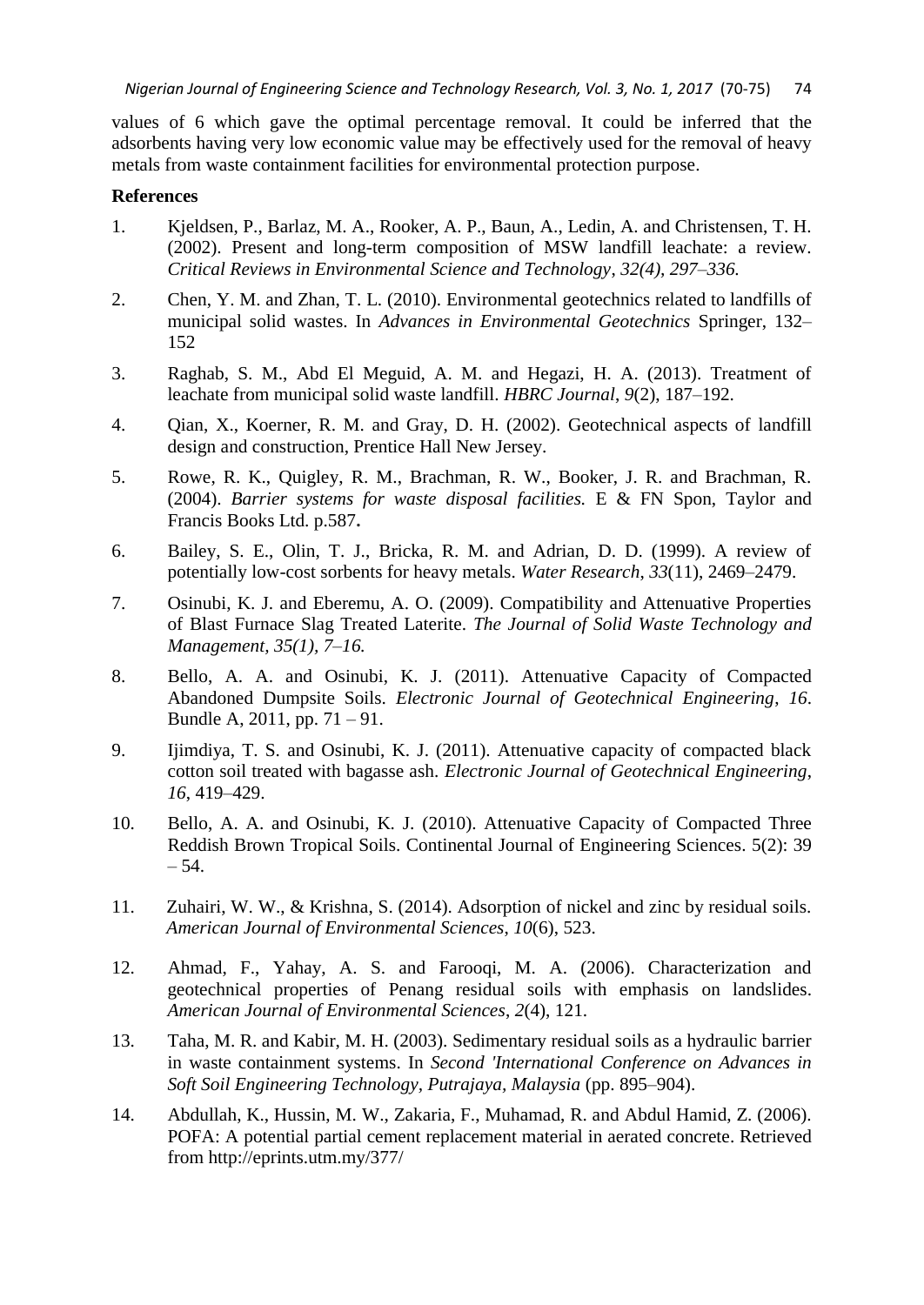values of 6 which gave the optimal percentage removal. It could be inferred that the adsorbents having very low economic value may be effectively used for the removal of heavy metals from waste containment facilities for environmental protection purpose.

**References**

1. Kjeldsen, P., Barlaz, M. A., Rooker, A. P., Baun, A., Ledin, A. and Christensen, T. H. (2002). Present and long-term composition of MSW landfill leachate: a review. *Critical Reviews in Environmental Science and Technology*, *32(4), 297–336.*

2. Chen, Y. M. and Zhan, T. L. (2010). Environmental geotechnics related to landfills of municipal solid wastes. In *Advances in Environmental Geotechnics* Springer, 132–152

3. Raghab, S. M., Abd El Meguid, A. M. and Hegazi, H. A. (2013). Treatment of leachate from municipal solid waste landfill. *HBRC Journal*, *9*(2), 187–192.

4. Qian, X., Koerner, R. M. and Gray, D. H. (2002). Geotechnical aspects of landfill design and construction, Prentice Hall New Jersey.

5. Rowe, R. K., Quigley, R. M., Brachman, R. W., Booker, J. R. and Brachman, R. (2004). *Barrier systems for waste disposal facilities.* E & FN Spon, Taylor and Francis Books Ltd. p.587**.**

6. Bailey, S. E., Olin, T. J., Bricka, R. M. and Adrian, D. D. (1999). A review of potentially low-cost sorbents for heavy metals. *Water Research*, *33*(11), 2469–2479.

7. Osinubi, K. J. and Eberemu, A. O. (2009). Compatibility and Attenuative Properties of Blast Furnace Slag Treated Laterite. *The Journal of Solid Waste Technology and Management, 35(1), 7–16.*

8. Bello, A. A. and Osinubi, K. J. (2011). Attenuative Capacity of Compacted Abandoned Dumpsite Soils. *Electronic Journal of Geotechnical Engineering*, *16*. Bundle A, 2011, pp. 71 – 91.

9. Ijimdiya, T. S. and Osinubi, K. J. (2011). Attenuative capacity of compacted black cotton soil treated with bagasse ash. *Electronic Journal of Geotechnical Engineering*, *16*, 419–429.

10. Bello, A. A. and Osinubi, K. J. (2010). Attenuative Capacity of Compacted Three Reddish Brown Tropical Soils. Continental Journal of Engineering Sciences. 5(2): 39 – 54.

11. Zuhairi, W. W., & Krishna, S. (2014). Adsorption of nickel and zinc by residual soils. *American Journal of Environmental Sciences*, *10*(6), 523.

12. Ahmad, F., Yahay, A. S. and Farooqi, M. A. (2006). Characterization and geotechnical properties of Penang residual soils with emphasis on landslides. *American Journal of Environmental Sciences*, *2*(4), 121.

13. Taha, M. R. and Kabir, M. H. (2003). Sedimentary residual soils as a hydraulic barrier in waste containment systems. In *Second 'International Conference on Advances in Soft Soil Engineering Technology*, *Putrajaya*, *Malaysia* (pp. 895–904).

14. Abdullah, K., Hussin, M. W., Zakaria, F., Muhamad, R. and Abdul Hamid, Z. (2006). POFA: A potential partial cement replacement material in aerated concrete. Retrieved from http://eprints.utm.my/377/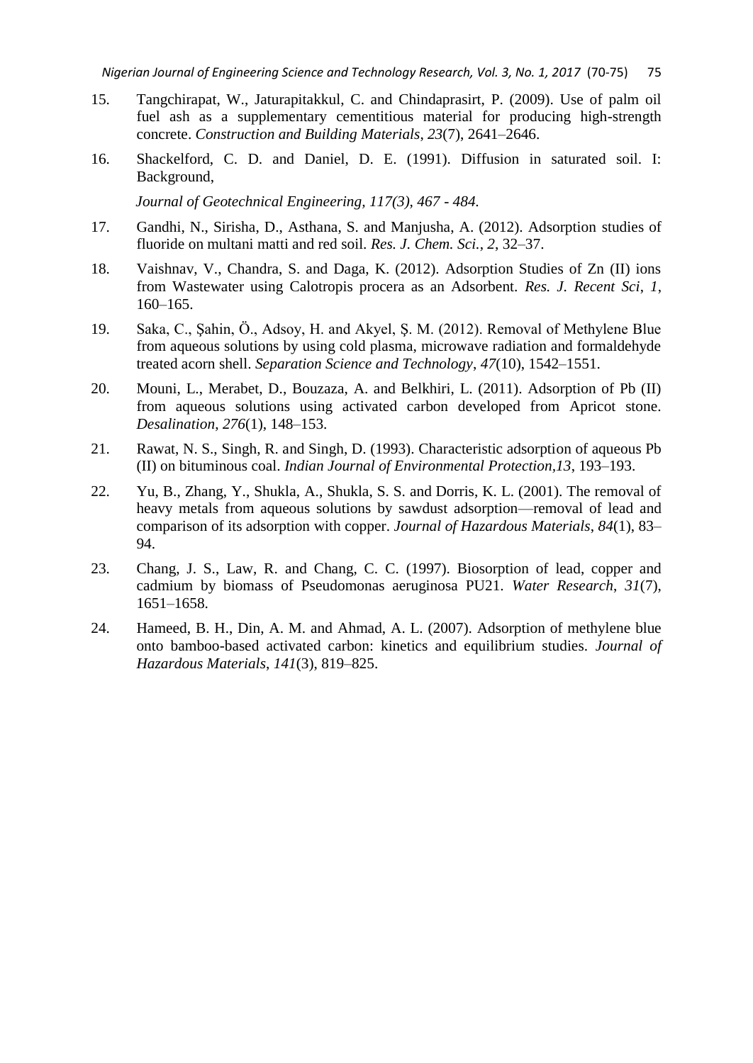15. Tangchirapat, W., Jaturapitakkul, C. and Chindaprasirt, P. (2009). Use of palm oil fuel ash as a supplementary cementitious material for producing high-strength concrete. *Construction and Building Materials*, *23*(7), 2641–2646.

16. Shackelford, C. D. and Daniel, D. E. (1991). Diffusion in saturated soil. I: Background,

    *Journal of Geotechnical Engineering, 117(3), 467 - 484.*

17. Gandhi, N., Sirisha, D., Asthana, S. and Manjusha, A. (2012). Adsorption studies of fluoride on multani matti and red soil. *Res. J. Chem. Sci.*, *2*, 32–37.

18. Vaishnav, V., Chandra, S. and Daga, K. (2012). Adsorption Studies of Zn (II) ions from Wastewater using Calotropis procera as an Adsorbent. *Res. J. Recent Sci*, *1*, 160–165.

19. Saka, C., Şahin, Ö., Adsoy, H. and Akyel, Ş. M. (2012). Removal of Methylene Blue from aqueous solutions by using cold plasma, microwave radiation and formaldehyde treated acorn shell. *Separation Science and Technology*, *47*(10), 1542–1551.

20. Mouni, L., Merabet, D., Bouzaza, A. and Belkhiri, L. (2011). Adsorption of Pb (II) from aqueous solutions using activated carbon developed from Apricot stone. *Desalination*, *276*(1), 148–153.

21. Rawat, N. S., Singh, R. and Singh, D. (1993). Characteristic adsorption of aqueous Pb (II) on bituminous coal. *Indian Journal of Environmental Protection*,*13*, 193–193.

22. Yu, B., Zhang, Y., Shukla, A., Shukla, S. S. and Dorris, K. L. (2001). The removal of heavy metals from aqueous solutions by sawdust adsorption—removal of lead and comparison of its adsorption with copper. *Journal of Hazardous Materials*, *84*(1), 83–94.

23. Chang, J. S., Law, R. and Chang, C. C. (1997). Biosorption of lead, copper and cadmium by biomass of Pseudomonas aeruginosa PU21. *Water Research*, *31*(7), 1651–1658.

24. Hameed, B. H., Din, A. M. and Ahmad, A. L. (2007). Adsorption of methylene blue onto bamboo-based activated carbon: kinetics and equilibrium studies. *Journal of Hazardous Materials*, *141*(3), 819–825.